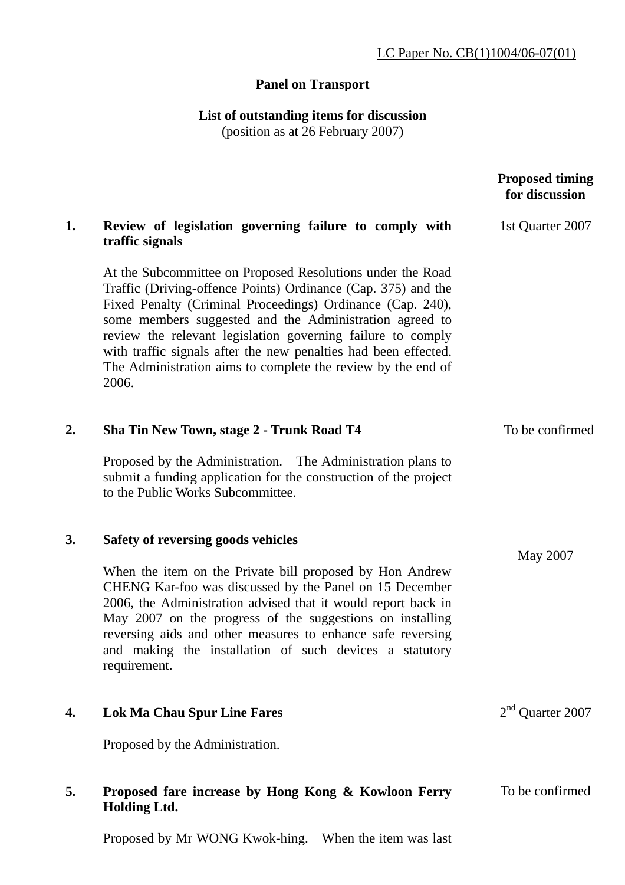LC Paper No. CB(1)1004/06-07(01)

**Panel on Transport**

**List of outstanding items for discussion**
(position as at 26 February 2007)

| | | Proposed timing for discussion |
|---|---|---|
| **1.** | **Review of legislation governing failure to comply with traffic signals**<br><br>At the Subcommittee on Proposed Resolutions under the Road Traffic (Driving-offence Points) Ordinance (Cap. 375) and the Fixed Penalty (Criminal Proceedings) Ordinance (Cap. 240), some members suggested and the Administration agreed to review the relevant legislation governing failure to comply with traffic signals after the new penalties had been effected. The Administration aims to complete the review by the end of 2006. | 1st Quarter 2007 |
| **2.** | **Sha Tin New Town, stage 2 - Trunk Road T4**<br><br>Proposed by the Administration. The Administration plans to submit a funding application for the construction of the project to the Public Works Subcommittee. | To be confirmed |
| **3.** | **Safety of reversing goods vehicles**<br><br>When the item on the Private bill proposed by Hon Andrew CHENG Kar-foo was discussed by the Panel on 15 December 2006, the Administration advised that it would report back in May 2007 on the progress of the suggestions on installing reversing aids and other measures to enhance safe reversing and making the installation of such devices a statutory requirement. | May 2007 |
| **4.** | **Lok Ma Chau Spur Line Fares**<br><br>Proposed by the Administration. | 2nd Quarter 2007 |
| **5.** | **Proposed fare increase by Hong Kong & Kowloon Ferry Holding Ltd.**<br><br>Proposed by Mr WONG Kwok-hing. When the item was last | To be confirmed |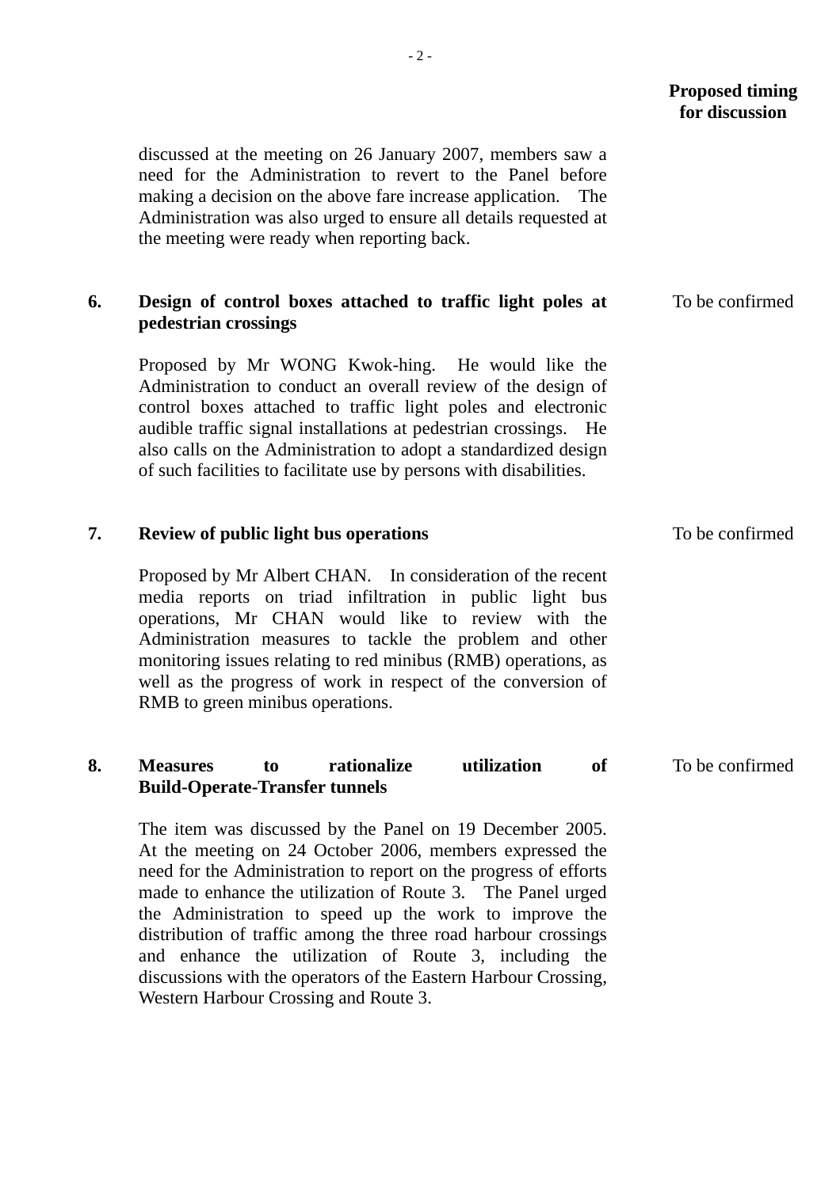**Proposed timing for discussion**

discussed at the meeting on 26 January 2007, members saw a need for the Administration to revert to the Panel before making a decision on the above fare increase application. The Administration was also urged to ensure all details requested at the meeting were ready when reporting back.

**6. Design of control boxes attached to traffic light poles at pedestrian crossings** — To be confirmed

Proposed by Mr WONG Kwok-hing. He would like the Administration to conduct an overall review of the design of control boxes attached to traffic light poles and electronic audible traffic signal installations at pedestrian crossings. He also calls on the Administration to adopt a standardized design of such facilities to facilitate use by persons with disabilities.

**7. Review of public light bus operations** — To be confirmed

Proposed by Mr Albert CHAN. In consideration of the recent media reports on triad infiltration in public light bus operations, Mr CHAN would like to review with the Administration measures to tackle the problem and other monitoring issues relating to red minibus (RMB) operations, as well as the progress of work in respect of the conversion of RMB to green minibus operations.

**8. Measures to rationalize utilization of Build-Operate-Transfer tunnels** — To be confirmed

The item was discussed by the Panel on 19 December 2005. At the meeting on 24 October 2006, members expressed the need for the Administration to report on the progress of efforts made to enhance the utilization of Route 3. The Panel urged the Administration to speed up the work to improve the distribution of traffic among the three road harbour crossings and enhance the utilization of Route 3, including the discussions with the operators of the Eastern Harbour Crossing, Western Harbour Crossing and Route 3.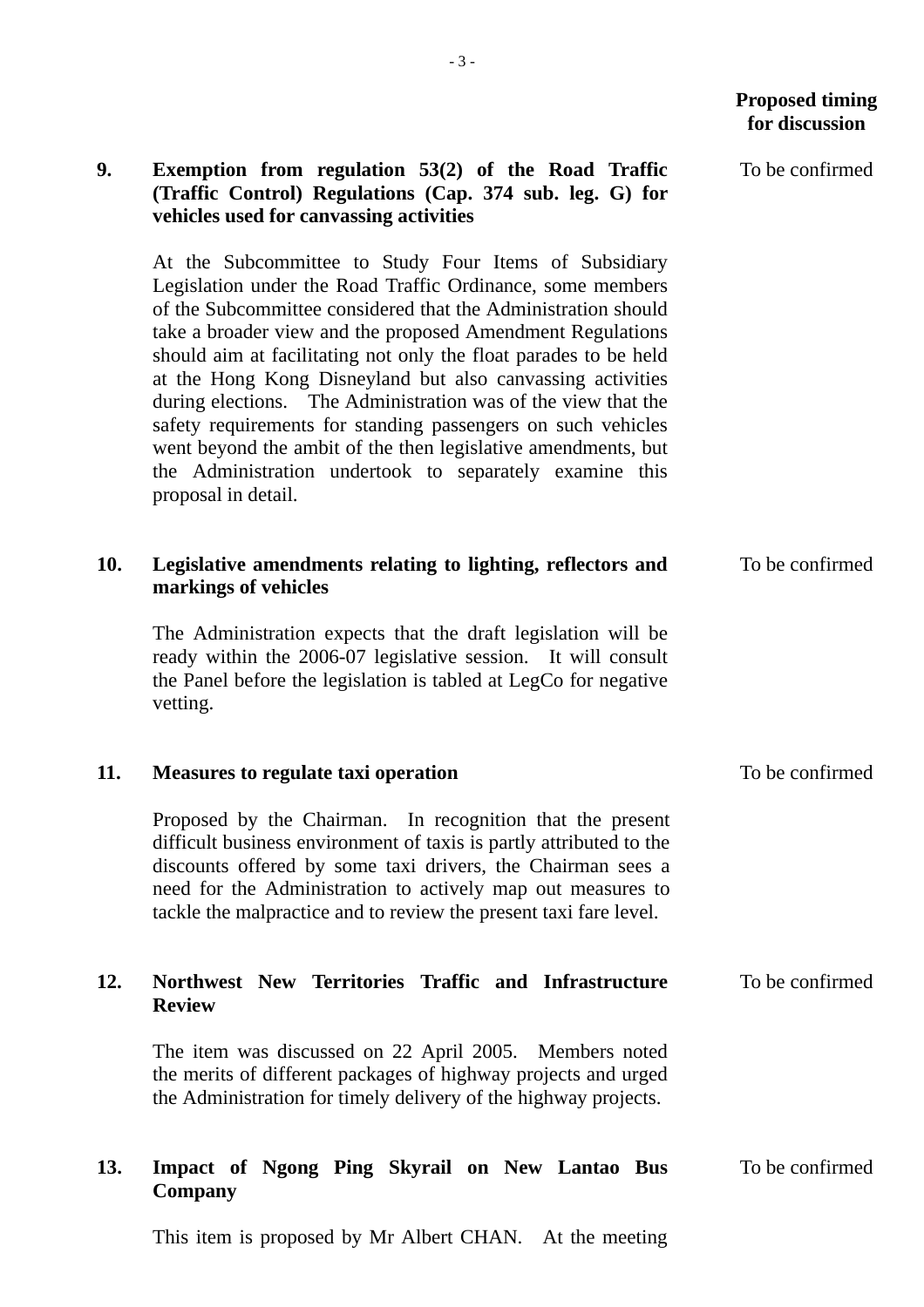| | | Proposed timing for discussion |
|---|---|---|
| **9.** | **Exemption from regulation 53(2) of the Road Traffic (Traffic Control) Regulations (Cap. 374 sub. leg. G) for vehicles used for canvassing activities**<br><br>At the Subcommittee to Study Four Items of Subsidiary Legislation under the Road Traffic Ordinance, some members of the Subcommittee considered that the Administration should take a broader view and the proposed Amendment Regulations should aim at facilitating not only the float parades to be held at the Hong Kong Disneyland but also canvassing activities during elections. The Administration was of the view that the safety requirements for standing passengers on such vehicles went beyond the ambit of the then legislative amendments, but the Administration undertook to separately examine this proposal in detail. | To be confirmed |
| **10.** | **Legislative amendments relating to lighting, reflectors and markings of vehicles**<br><br>The Administration expects that the draft legislation will be ready within the 2006-07 legislative session. It will consult the Panel before the legislation is tabled at LegCo for negative vetting. | To be confirmed |
| **11.** | **Measures to regulate taxi operation**<br><br>Proposed by the Chairman. In recognition that the present difficult business environment of taxis is partly attributed to the discounts offered by some taxi drivers, the Chairman sees a need for the Administration to actively map out measures to tackle the malpractice and to review the present taxi fare level. | To be confirmed |
| **12.** | **Northwest New Territories Traffic and Infrastructure Review**<br><br>The item was discussed on 22 April 2005. Members noted the merits of different packages of highway projects and urged the Administration for timely delivery of the highway projects. | To be confirmed |
| **13.** | **Impact of Ngong Ping Skyrail on New Lantao Bus Company**<br><br>This item is proposed by Mr Albert CHAN. At the meeting | To be confirmed |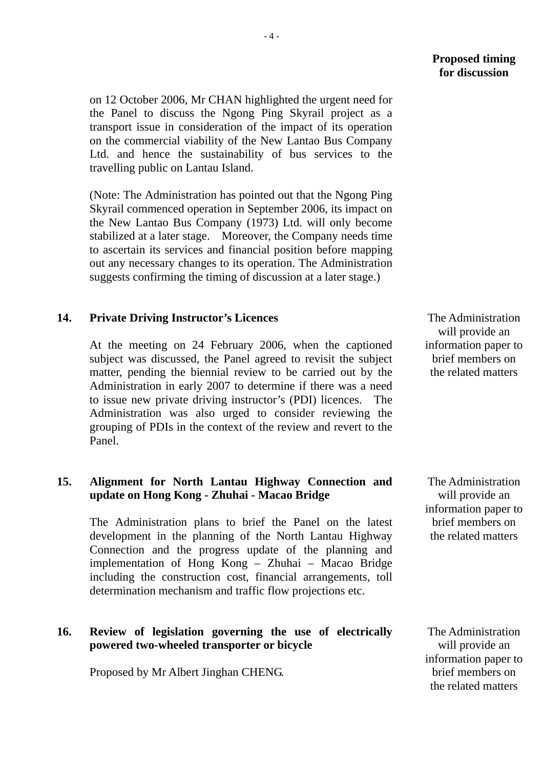| | | Proposed timing for discussion |
|---|---|---|
| | on 12 October 2006, Mr CHAN highlighted the urgent need for the Panel to discuss the Ngong Ping Skyrail project as a transport issue in consideration of the impact of its operation on the commercial viability of the New Lantao Bus Company Ltd. and hence the sustainability of bus services to the travelling public on Lantau Island.<br><br>(Note: The Administration has pointed out that the Ngong Ping Skyrail commenced operation in September 2006, its impact on the New Lantao Bus Company (1973) Ltd. will only become stabilized at a later stage. Moreover, the Company needs time to ascertain its services and financial position before mapping out any necessary changes to its operation. The Administration suggests confirming the timing of discussion at a later stage.) | |
| **14.** | **Private Driving Instructor's Licences**<br><br>At the meeting on 24 February 2006, when the captioned subject was discussed, the Panel agreed to revisit the subject matter, pending the biennial review to be carried out by the Administration in early 2007 to determine if there was a need to issue new private driving instructor's (PDI) licences. The Administration was also urged to consider reviewing the grouping of PDIs in the context of the review and revert to the Panel. | The Administration will provide an information paper to brief members on the related matters |
| **15.** | **Alignment for North Lantau Highway Connection and update on Hong Kong - Zhuhai - Macao Bridge**<br><br>The Administration plans to brief the Panel on the latest development in the planning of the North Lantau Highway Connection and the progress update of the planning and implementation of Hong Kong – Zhuhai – Macao Bridge including the construction cost, financial arrangements, toll determination mechanism and traffic flow projections etc. | The Administration will provide an information paper to brief members on the related matters |
| **16.** | **Review of legislation governing the use of electrically powered two-wheeled transporter or bicycle**<br><br>Proposed by Mr Albert Jinghan CHENG. | The Administration will provide an information paper to brief members on the related matters |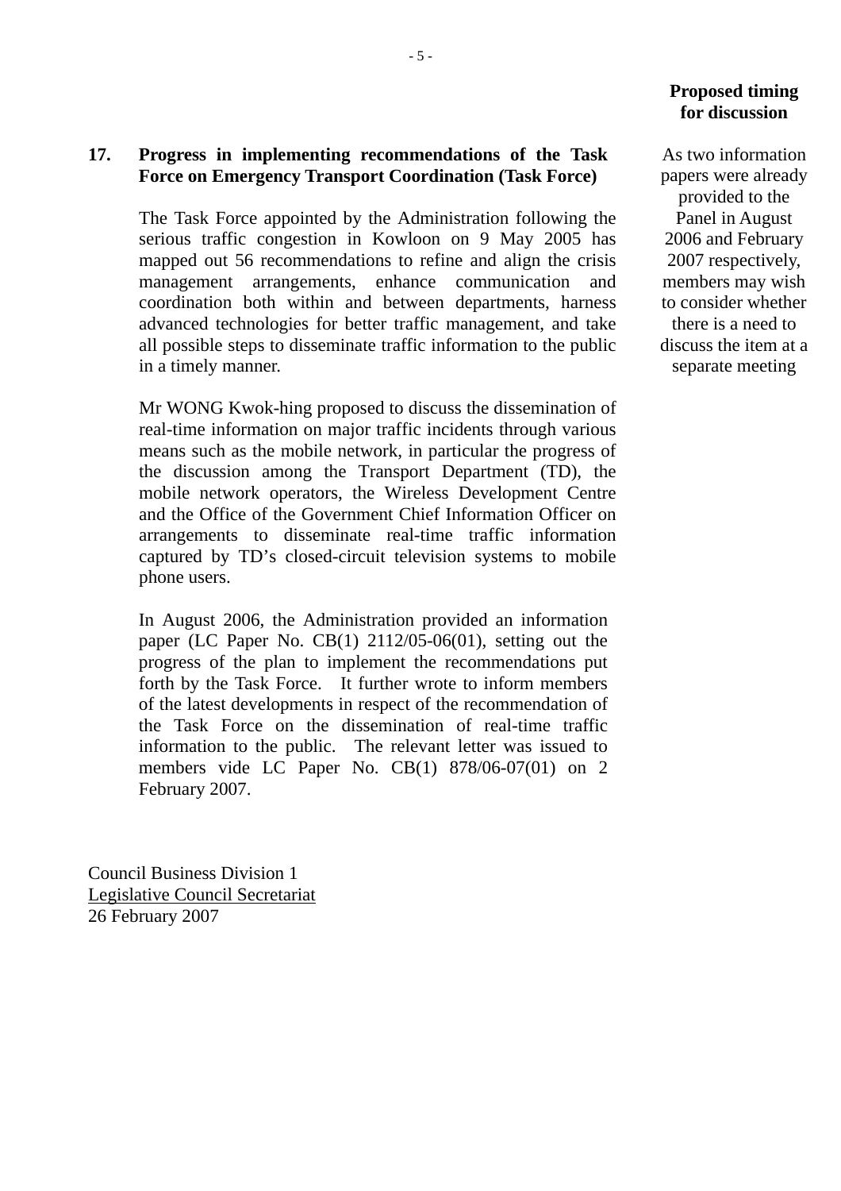**Proposed timing for discussion**

**17. Progress in implementing recommendations of the Task Force on Emergency Transport Coordination (Task Force)**

The Task Force appointed by the Administration following the serious traffic congestion in Kowloon on 9 May 2005 has mapped out 56 recommendations to refine and align the crisis management arrangements, enhance communication and coordination both within and between departments, harness advanced technologies for better traffic management, and take all possible steps to disseminate traffic information to the public in a timely manner.

Mr WONG Kwok-hing proposed to discuss the dissemination of real-time information on major traffic incidents through various means such as the mobile network, in particular the progress of the discussion among the Transport Department (TD), the mobile network operators, the Wireless Development Centre and the Office of the Government Chief Information Officer on arrangements to disseminate real-time traffic information captured by TD's closed-circuit television systems to mobile phone users.

In August 2006, the Administration provided an information paper (LC Paper No. CB(1) 2112/05-06(01), setting out the progress of the plan to implement the recommendations put forth by the Task Force. It further wrote to inform members of the latest developments in respect of the recommendation of the Task Force on the dissemination of real-time traffic information to the public. The relevant letter was issued to members vide LC Paper No. CB(1) 878/06-07(01) on 2 February 2007.

*Proposed timing for discussion:* As two information papers were already provided to the Panel in August 2006 and February 2007 respectively, members may wish to consider whether there is a need to discuss the item at a separate meeting

Council Business Division 1
Legislative Council Secretariat
26 February 2007